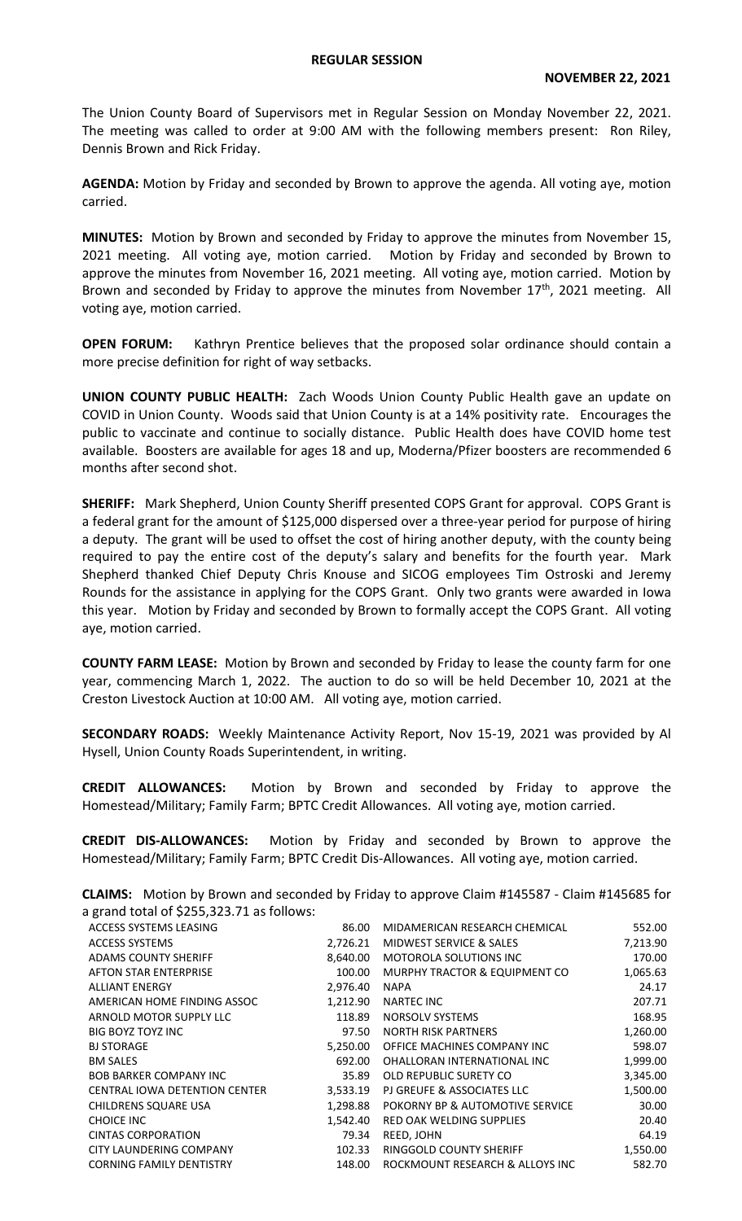## REGULAR SESSION

**NOVEMBER 22, 2021**

The Union County Board of Supervisors met in Regular Session on Monday November 22, 2021. The meeting was called to order at 9:00 AM with the following members present: Ron Riley, Dennis Brown and Rick Friday.

**AGENDA:** Motion by Friday and seconded by Brown to approve the agenda. All voting aye, motion carried.

**MINUTES:** Motion by Brown and seconded by Friday to approve the minutes from November 15, 2021 meeting. All voting aye, motion carried. Motion by Friday and seconded by Brown to approve the minutes from November 16, 2021 meeting. All voting aye, motion carried. Motion by Brown and seconded by Friday to approve the minutes from November 17th, 2021 meeting. All voting aye, motion carried.

**OPEN FORUM:** Kathryn Prentice believes that the proposed solar ordinance should contain a more precise definition for right of way setbacks.

**UNION COUNTY PUBLIC HEALTH:** Zach Woods Union County Public Health gave an update on COVID in Union County. Woods said that Union County is at a 14% positivity rate. Encourages the public to vaccinate and continue to socially distance. Public Health does have COVID home test available. Boosters are available for ages 18 and up, Moderna/Pfizer boosters are recommended 6 months after second shot.

**SHERIFF:** Mark Shepherd, Union County Sheriff presented COPS Grant for approval. COPS Grant is a federal grant for the amount of $125,000 dispersed over a three-year period for purpose of hiring a deputy. The grant will be used to offset the cost of hiring another deputy, with the county being required to pay the entire cost of the deputy's salary and benefits for the fourth year. Mark Shepherd thanked Chief Deputy Chris Knouse and SICOG employees Tim Ostroski and Jeremy Rounds for the assistance in applying for the COPS Grant. Only two grants were awarded in Iowa this year. Motion by Friday and seconded by Brown to formally accept the COPS Grant. All voting aye, motion carried.

**COUNTY FARM LEASE:** Motion by Brown and seconded by Friday to lease the county farm for one year, commencing March 1, 2022. The auction to do so will be held December 10, 2021 at the Creston Livestock Auction at 10:00 AM. All voting aye, motion carried.

**SECONDARY ROADS:** Weekly Maintenance Activity Report, Nov 15-19, 2021 was provided by Al Hysell, Union County Roads Superintendent, in writing.

**CREDIT ALLOWANCES:** Motion by Brown and seconded by Friday to approve the Homestead/Military; Family Farm; BPTC Credit Allowances. All voting aye, motion carried.

**CREDIT DIS-ALLOWANCES:** Motion by Friday and seconded by Brown to approve the Homestead/Military; Family Farm; BPTC Credit Dis-Allowances. All voting aye, motion carried.

**CLAIMS:** Motion by Brown and seconded by Friday to approve Claim #145587 - Claim #145685 for a grand total of $255,323.71 as follows:

| | | | |
|---|---|---|---|
| ACCESS SYSTEMS LEASING | 86.00 | MIDAMERICAN RESEARCH CHEMICAL | 552.00 |
| ACCESS SYSTEMS | 2,726.21 | MIDWEST SERVICE & SALES | 7,213.90 |
| ADAMS COUNTY SHERIFF | 8,640.00 | MOTOROLA SOLUTIONS INC | 170.00 |
| AFTON STAR ENTERPRISE | 100.00 | MURPHY TRACTOR & EQUIPMENT CO | 1,065.63 |
| ALLIANT ENERGY | 2,976.40 | NAPA | 24.17 |
| AMERICAN HOME FINDING ASSOC | 1,212.90 | NARTEC INC | 207.71 |
| ARNOLD MOTOR SUPPLY LLC | 118.89 | NORSOLV SYSTEMS | 168.95 |
| BIG BOYZ TOYZ INC | 97.50 | NORTH RISK PARTNERS | 1,260.00 |
| BJ STORAGE | 5,250.00 | OFFICE MACHINES COMPANY INC | 598.07 |
| BM SALES | 692.00 | OHALLORAN INTERNATIONAL INC | 1,999.00 |
| BOB BARKER COMPANY INC | 35.89 | OLD REPUBLIC SURETY CO | 3,345.00 |
| CENTRAL IOWA DETENTION CENTER | 3,533.19 | PJ GREUFE & ASSOCIATES LLC | 1,500.00 |
| CHILDRENS SQUARE USA | 1,298.88 | POKORNY BP & AUTOMOTIVE SERVICE | 30.00 |
| CHOICE INC | 1,542.40 | RED OAK WELDING SUPPLIES | 20.40 |
| CINTAS CORPORATION | 79.34 | REED, JOHN | 64.19 |
| CITY LAUNDERING COMPANY | 102.33 | RINGGOLD COUNTY SHERIFF | 1,550.00 |
| CORNING FAMILY DENTISTRY | 148.00 | ROCKMOUNT RESEARCH & ALLOYS INC | 582.70 |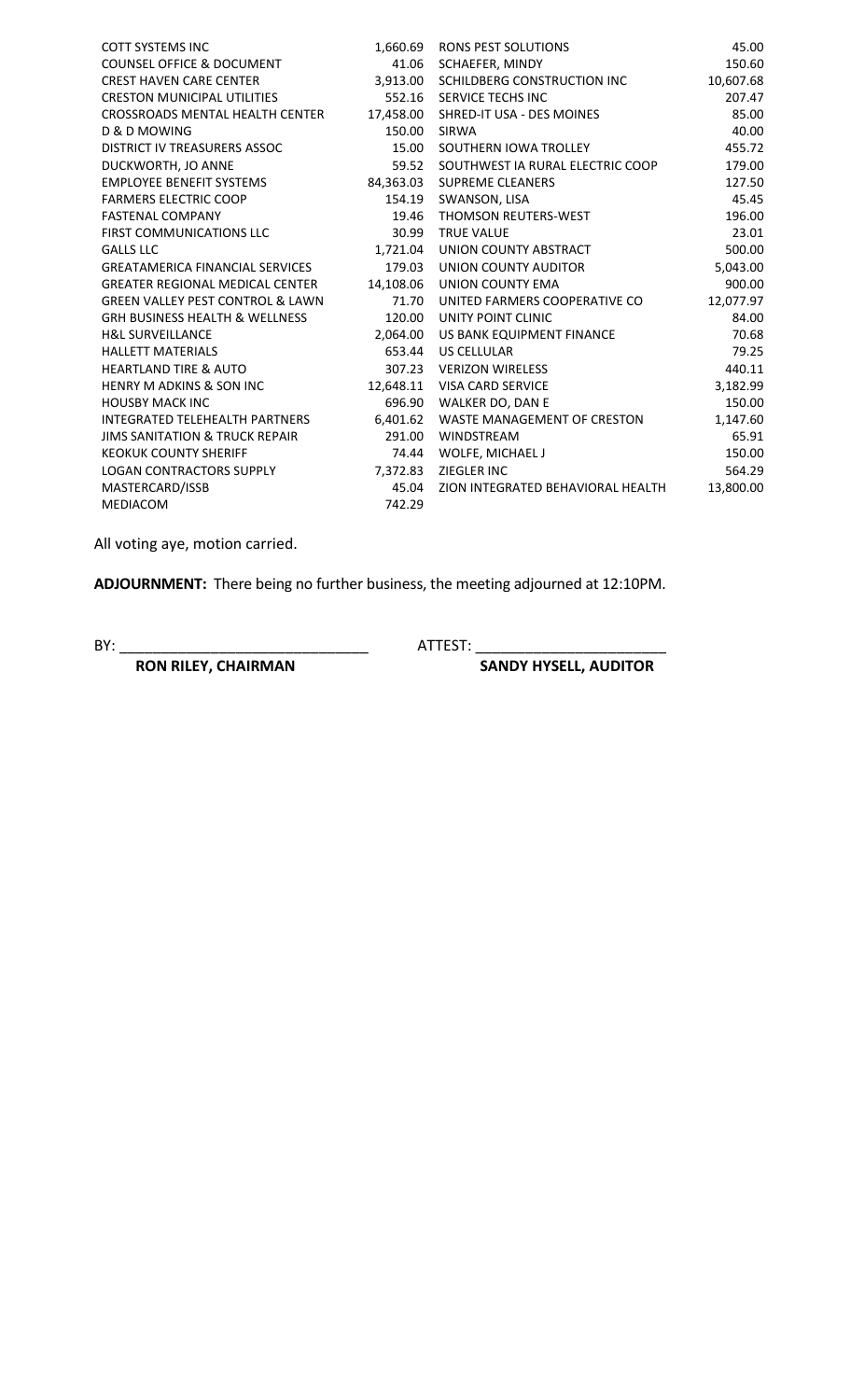| | | | |
|---|---|---|---|
| COTT SYSTEMS INC | 1,660.69 | RONS PEST SOLUTIONS | 45.00 |
| COUNSEL OFFICE & DOCUMENT | 41.06 | SCHAEFER, MINDY | 150.60 |
| CREST HAVEN CARE CENTER | 3,913.00 | SCHILDBERG CONSTRUCTION INC | 10,607.68 |
| CRESTON MUNICIPAL UTILITIES | 552.16 | SERVICE TECHS INC | 207.47 |
| CROSSROADS MENTAL HEALTH CENTER | 17,458.00 | SHRED-IT USA - DES MOINES | 85.00 |
| D & D MOWING | 150.00 | SIRWA | 40.00 |
| DISTRICT IV TREASURERS ASSOC | 15.00 | SOUTHERN IOWA TROLLEY | 455.72 |
| DUCKWORTH, JO ANNE | 59.52 | SOUTHWEST IA RURAL ELECTRIC COOP | 179.00 |
| EMPLOYEE BENEFIT SYSTEMS | 84,363.03 | SUPREME CLEANERS | 127.50 |
| FARMERS ELECTRIC COOP | 154.19 | SWANSON, LISA | 45.45 |
| FASTENAL COMPANY | 19.46 | THOMSON REUTERS-WEST | 196.00 |
| FIRST COMMUNICATIONS LLC | 30.99 | TRUE VALUE | 23.01 |
| GALLS LLC | 1,721.04 | UNION COUNTY ABSTRACT | 500.00 |
| GREATAMERICA FINANCIAL SERVICES | 179.03 | UNION COUNTY AUDITOR | 5,043.00 |
| GREATER REGIONAL MEDICAL CENTER | 14,108.06 | UNION COUNTY EMA | 900.00 |
| GREEN VALLEY PEST CONTROL & LAWN | 71.70 | UNITED FARMERS COOPERATIVE CO | 12,077.97 |
| GRH BUSINESS HEALTH & WELLNESS | 120.00 | UNITY POINT CLINIC | 84.00 |
| H&L SURVEILLANCE | 2,064.00 | US BANK EQUIPMENT FINANCE | 70.68 |
| HALLETT MATERIALS | 653.44 | US CELLULAR | 79.25 |
| HEARTLAND TIRE & AUTO | 307.23 | VERIZON WIRELESS | 440.11 |
| HENRY M ADKINS & SON INC | 12,648.11 | VISA CARD SERVICE | 3,182.99 |
| HOUSBY MACK INC | 696.90 | WALKER DO, DAN E | 150.00 |
| INTEGRATED TELEHEALTH PARTNERS | 6,401.62 | WASTE MANAGEMENT OF CRESTON | 1,147.60 |
| JIMS SANITATION & TRUCK REPAIR | 291.00 | WINDSTREAM | 65.91 |
| KEOKUK COUNTY SHERIFF | 74.44 | WOLFE, MICHAEL J | 150.00 |
| LOGAN CONTRACTORS SUPPLY | 7,372.83 | ZIEGLER INC | 564.29 |
| MASTERCARD/ISSB | 45.04 | ZION INTEGRATED BEHAVIORAL HEALTH | 13,800.00 |
| MEDIACOM | 742.29 | | |

All voting aye, motion carried.

**ADJOURNMENT:** There being no further business, the meeting adjourned at 12:10PM.

BY: ______________________________ ATTEST: ______________________

**RON RILEY, CHAIRMAN** **SANDY HYSELL, AUDITOR**